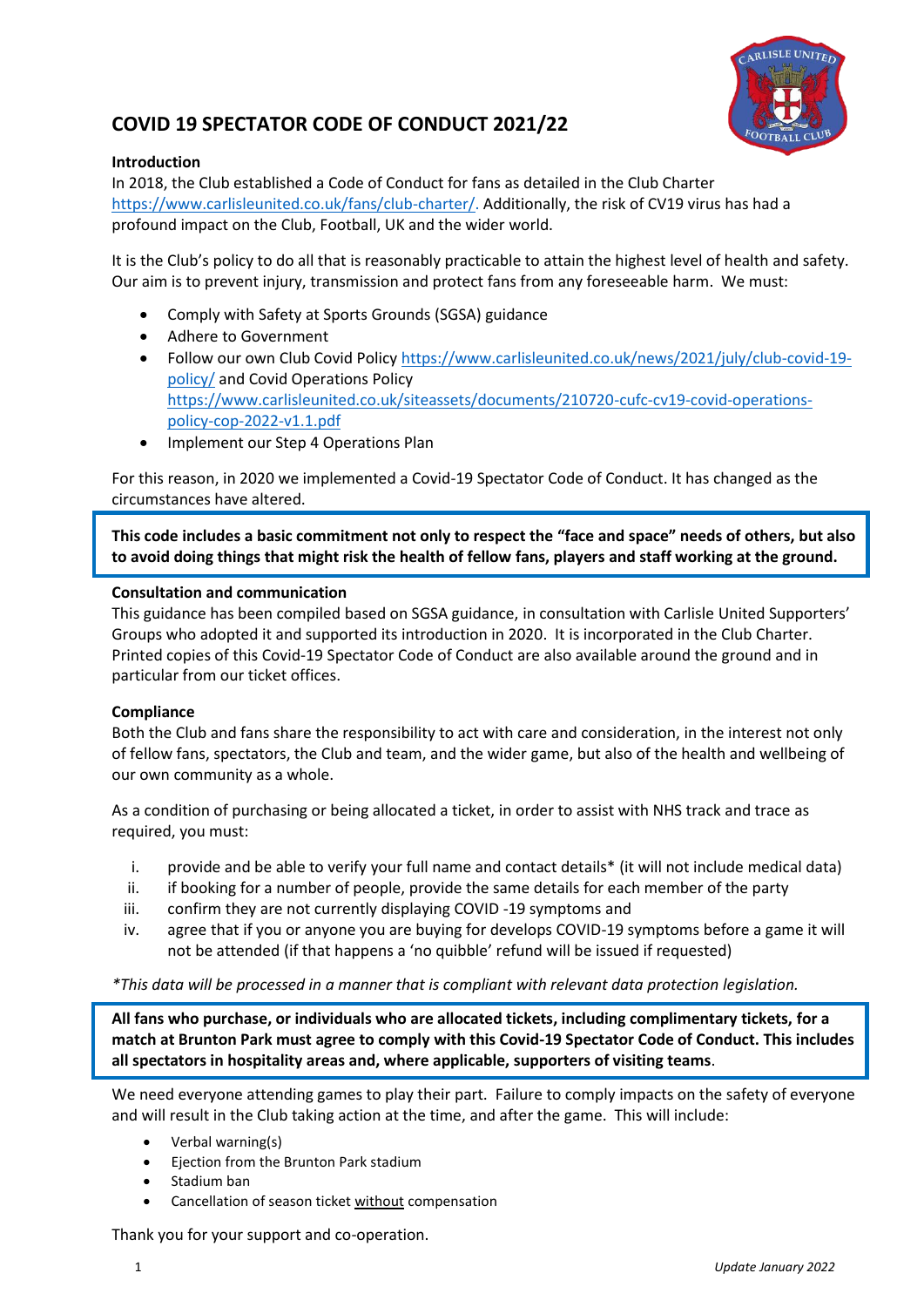# COVID 19 SPECTATOR CODE OF CONDUCT 2021/22

**Introduction**

In 2018, the Club established a Code of Conduct for fans as detailed in the Club Charter https://www.carlisleunited.co.uk/fans/club-charter/. Additionally, the risk of CV19 virus has had a profound impact on the Club, Football, UK and the wider world.

It is the Club's policy to do all that is reasonably practicable to attain the highest level of health and safety. Our aim is to prevent injury, transmission and protect fans from any foreseeable harm. We must:

- Comply with Safety at Sports Grounds (SGSA) guidance
- Adhere to Government
- Follow our own Club Covid Policy https://www.carlisleunited.co.uk/news/2021/july/club-covid-19-policy/ and Covid Operations Policy https://www.carlisleunited.co.uk/siteassets/documents/210720-cufc-cv19-covid-operations-policy-cop-2022-v1.1.pdf
- Implement our Step 4 Operations Plan

For this reason, in 2020 we implemented a Covid-19 Spectator Code of Conduct. It has changed as the circumstances have altered.

**This code includes a basic commitment not only to respect the "face and space" needs of others, but also to avoid doing things that might risk the health of fellow fans, players and staff working at the ground.**

**Consultation and communication**

This guidance has been compiled based on SGSA guidance, in consultation with Carlisle United Supporters' Groups who adopted it and supported its introduction in 2020. It is incorporated in the Club Charter. Printed copies of this Covid-19 Spectator Code of Conduct are also available around the ground and in particular from our ticket offices.

**Compliance**

Both the Club and fans share the responsibility to act with care and consideration, in the interest not only of fellow fans, spectators, the Club and team, and the wider game, but also of the health and wellbeing of our own community as a whole.

As a condition of purchasing or being allocated a ticket, in order to assist with NHS track and trace as required, you must:

i. provide and be able to verify your full name and contact details* (it will not include medical data)
ii. if booking for a number of people, provide the same details for each member of the party
iii. confirm they are not currently displaying COVID -19 symptoms and
iv. agree that if you or anyone you are buying for develops COVID-19 symptoms before a game it will not be attended (if that happens a 'no quibble' refund will be issued if requested)

*\*This data will be processed in a manner that is compliant with relevant data protection legislation.*

**All fans who purchase, or individuals who are allocated tickets, including complimentary tickets, for a match at Brunton Park must agree to comply with this Covid-19 Spectator Code of Conduct. This includes all spectators in hospitality areas and, where applicable, supporters of visiting teams**.

We need everyone attending games to play their part. Failure to comply impacts on the safety of everyone and will result in the Club taking action at the time, and after the game. This will include:

- Verbal warning(s)
- Ejection from the Brunton Park stadium
- Stadium ban
- Cancellation of season ticket <u>without</u> compensation

Thank you for your support and co-operation.

*Update January 2022*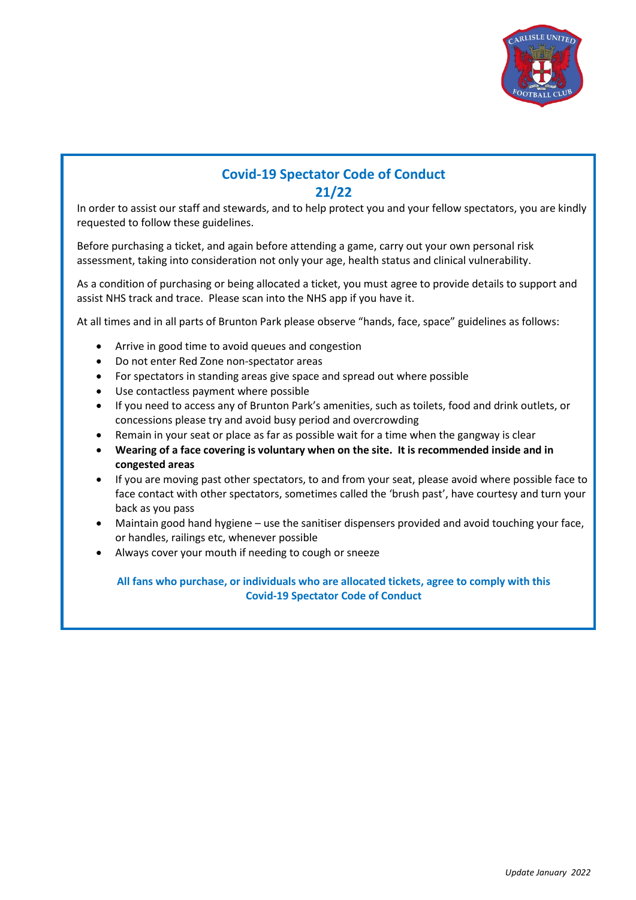## Covid-19 Spectator Code of Conduct 21/22

In order to assist our staff and stewards, and to help protect you and your fellow spectators, you are kindly requested to follow these guidelines.

Before purchasing a ticket, and again before attending a game, carry out your own personal risk assessment, taking into consideration not only your age, health status and clinical vulnerability.

As a condition of purchasing or being allocated a ticket, you must agree to provide details to support and assist NHS track and trace. Please scan into the NHS app if you have it.

At all times and in all parts of Brunton Park please observe "hands, face, space" guidelines as follows:

- Arrive in good time to avoid queues and congestion
- Do not enter Red Zone non-spectator areas
- For spectators in standing areas give space and spread out where possible
- Use contactless payment where possible
- If you need to access any of Brunton Park's amenities, such as toilets, food and drink outlets, or concessions please try and avoid busy period and overcrowding
- Remain in your seat or place as far as possible wait for a time when the gangway is clear
- **Wearing of a face covering is voluntary when on the site. It is recommended inside and in congested areas**
- If you are moving past other spectators, to and from your seat, please avoid where possible face to face contact with other spectators, sometimes called the 'brush past', have courtesy and turn your back as you pass
- Maintain good hand hygiene – use the sanitiser dispensers provided and avoid touching your face, or handles, railings etc, whenever possible
- Always cover your mouth if needing to cough or sneeze

**All fans who purchase, or individuals who are allocated tickets, agree to comply with this Covid-19 Spectator Code of Conduct**

*Update January 2022*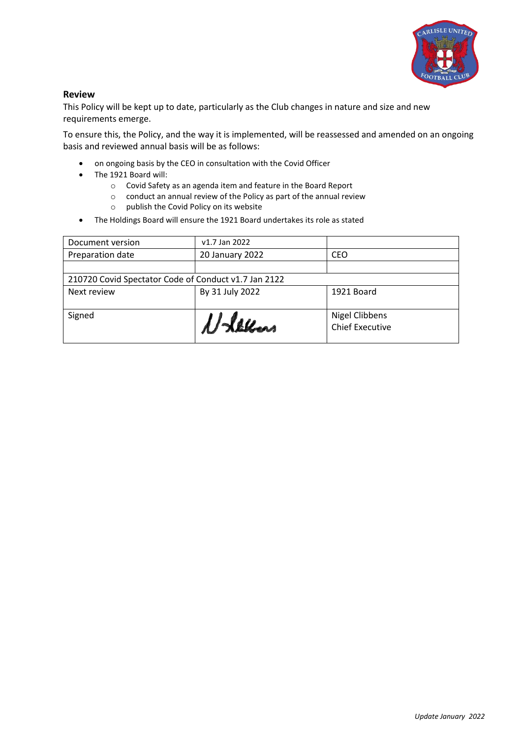## Review

This Policy will be kept up to date, particularly as the Club changes in nature and size and new requirements emerge.

To ensure this, the Policy, and the way it is implemented, will be reassessed and amended on an ongoing basis and reviewed annual basis will be as follows:

- on ongoing basis by the CEO in consultation with the Covid Officer
- The 1921 Board will:
  - Covid Safety as an agenda item and feature in the Board Report
  - conduct an annual review of the Policy as part of the annual review
  - publish the Covid Policy on its website
- The Holdings Board will ensure the 1921 Board undertakes its role as stated

| | | |
|---|---|---|
| Document version | v1.7 Jan 2022 | |
| Preparation date | 20 January 2022 | CEO |
| | | |
| 210720 Covid Spectator Code of Conduct v1.7 Jan 2122 | | |
| Next review | By 31 July 2022 | 1921 Board |
| Signed | N Clibbens | Nigel Clibbens<br>Chief Executive |

*Update January 2022*